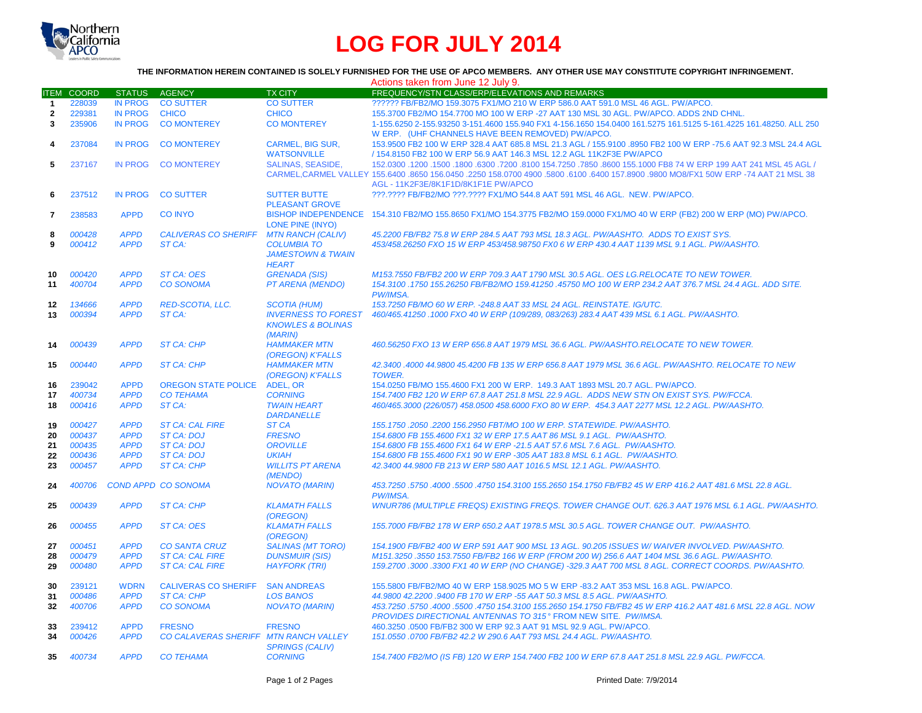# LOG FOR JULY 2014

**THE INFORMATION HEREIN CONTAINED IS SOLELY FURNISHED FOR THE USE OF APCO MEMBERS. ANY OTHER USE MAY CONSTITUTE COPYRIGHT INFRINGEMENT.**

Actions taken from June 12 July 9.

| ITEM | COORD | STATUS | AGENCY | TX CITY | FREQUENCY/STN CLASS/ERP/ELEVATIONS AND REMARKS |
|---|---|---|---|---|---|
| 1 | 228039 | IN PROG | CO SUTTER | CO SUTTER | ?????? FB/FB2/MO 159.3075 FX1/MO 210 W ERP 586.0 AAT 591.0 MSL 46 AGL. PW/APCO. |
| 2 | 229381 | IN PROG | CHICO | CHICO | 155.3700 FB2/MO 154.7700 MO 100 W ERP -27 AAT 130 MSL 30 AGL. PW/APCO. ADDS 2ND CHNL. |
| 3 | 235906 | IN PROG | CO MONTEREY | CO MONTEREY | 1-155.6250 2-155.93250 3-151.4600 155.940 FX1 4-156.1650 154.0400 161.5275 161.5125 5-161.4225 161.48250. ALL 250 W ERP. (UHF CHANNELS HAVE BEEN REMOVED) PW/APCO. |
| 4 | 237084 | IN PROG | CO MONTEREY | CARMEL, BIG SUR, WATSONVILLE | 153.9500 FB2 100 W ERP 328.4 AAT 685.8 MSL 21.3 AGL / 155.9100 .8950 FB2 100 W ERP -75.6 AAT 92.3 MSL 24.4 AGL / 154.8150 FB2 100 W ERP 56.9 AAT 146.3 MSL 12.2 AGL 11K2F3E PW/APCO |
| 5 | 237167 | IN PROG | CO MONTEREY | SALINAS, SEASIDE, CARMEL,CARMEL VALLEY | 152.0300 .1200 .1500 .1800 .6300 .7200 .8100 154.7250 .7850 .8600 155.1000 FB8 74 W ERP 199 AAT 241 MSL 45 AGL / 155.6400 .8650 156.0450 .2250 158.0700 4900 .5800 .6100 .6400 157.8900 .9800 MO8/FX1 50W ERP -74 AAT 21 MSL 38 AGL - 11K2F3E/8K1F1D/8K1F1E PW/APCO |
| 6 | 237512 | IN PROG | CO SUTTER | SUTTER BUTTE PLEASANT GROVE | ???.???? FB/FB2/MO ???.???? FX1/MO 544.8 AAT 591 MSL 46 AGL. NEW. PW/APCO. |
| 7 | 238583 | APPD | CO INYO | BISHOP INDEPENDENCE LONE PINE (INYO) | 154.310 FB2/MO 155.8650 FX1/MO 154.3775 FB2/MO 159.0000 FX1/MO 40 W ERP (FB2) 200 W ERP (MO) PW/APCO. |
| 8 | *000428* | *APPD* | *CALIVERAS CO SHERIFF* | *MTN RANCH (CALIV)* | *45.2200 FB/FB2 75.8 W ERP 284.5 AAT 793 MSL 18.3 AGL. PW/AASHTO. ADDS TO EXIST SYS.* |
| 9 | *000412* | *APPD* | *ST CA:* | *COLUMBIA TO JAMESTOWN & TWAIN HEART* | *453/458.26250 FXO 15 W ERP 453/458.98750 FX0 6 W ERP 430.4 AAT 1139 MSL 9.1 AGL. PW/AASHTO.* |
| 10 | *000420* | *APPD* | *ST CA: OES* | *GRENADA (SIS)* | *M153.7550 FB/FB2 200 W ERP 709.3 AAT 1790 MSL 30.5 AGL. OES LG.RELOCATE TO NEW TOWER.* |
| 11 | *400704* | *APPD* | *CO SONOMA* | *PT ARENA (MENDO)* | *154.3100 .1750 155.26250 FB/FB2/MO 159.41250 .45750 MO 100 W ERP 234.2 AAT 376.7 MSL 24.4 AGL. ADD SITE. PW/IMSA.* |
| 12 | *134666* | *APPD* | *RED-SCOTIA, LLC.* | *SCOTIA (HUM)* | *153.7250 FB/MO 60 W ERP. -248.8 AAT 33 MSL 24 AGL. REINSTATE. IG/UTC.* |
| 13 | *000394* | *APPD* | *ST CA:* | *INVERNESS TO FOREST KNOWLES & BOLINAS (MARIN)* | *460/465.41250 .1000 FXO 40 W ERP (109/289, 083/263) 283.4 AAT 439 MSL 6.1 AGL. PW/AASHTO.* |
| 14 | *000439* | *APPD* | *ST CA: CHP* | *HAMMAKER MTN (OREGON) K'FALLS* | *460.56250 FXO 13 W ERP 656.8 AAT 1979 MSL 36.6 AGL. PW/AASHTO.RELOCATE TO NEW TOWER.* |
| 15 | *000440* | *APPD* | *ST CA: CHP* | *HAMMAKER MTN (OREGON) K'FALLS* | *42.3400 .4000 44.9800 45.4200 FB 135 W ERP 656.8 AAT 1979 MSL 36.6 AGL. PW/AASHTO. RELOCATE TO NEW TOWER.* |
| 16 | 239042 | APPD | OREGON STATE POLICE | ADEL, OR | 154.0250 FB/MO 155.4600 FX1 200 W ERP. 149.3 AAT 1893 MSL 20.7 AGL. PW/APCO. |
| 17 | *400734* | *APPD* | *CO TEHAMA* | *CORNING* | *154.7400 FB2 120 W ERP 67.8 AAT 251.8 MSL 22.9 AGL. ADDS NEW STN ON EXIST SYS. PW/FCCA.* |
| 18 | *000416* | *APPD* | *ST CA:* | *TWAIN HEART DARDANELLE* | *460/465.3000 (226/057) 458.0500 458.6000 FXO 80 W ERP. 454.3 AAT 2277 MSL 12.2 AGL. PW/AASHTO.* |
| 19 | *000427* | *APPD* | *ST CA: CAL FIRE* | *ST CA* | *155.1750 .2050 .2200 156.2950 FBT/MO 100 W ERP. STATEWIDE. PW/AASHTO.* |
| 20 | *000437* | *APPD* | *ST CA: DOJ* | *FRESNO* | *154.6800 FB 155.4600 FX1 32 W ERP 17.5 AAT 86 MSL 9.1 AGL. PW/AASHTO.* |
| 21 | *000435* | *APPD* | *ST CA: DOJ* | *OROVILLE* | *154.6800 FB 155.4600 FX1 64 W ERP -21.5 AAT 57.6 MSL 7.6 AGL. PW/AASHTO.* |
| 22 | *000436* | *APPD* | *ST CA: DOJ* | *UKIAH* | *154.6800 FB 155.4600 FX1 90 W ERP -305 AAT 183.8 MSL 6.1 AGL. PW/AASHTO.* |
| 23 | *000457* | *APPD* | *ST CA: CHP* | *WILLITS PT ARENA (MENDO)* | *42.3400 44.9800 FB 213 W ERP 580 AAT 1016.5 MSL 12.1 AGL. PW/AASHTO.* |
| 24 | *400706* | *COND APPD* | *CO SONOMA* | *NOVATO (MARIN)* | *453.7250 .5750 .4000 .5500 .4750 154.3100 155.2650 154.1750 FB/FB2 45 W ERP 416.2 AAT 481.6 MSL 22.8 AGL. PW/IMSA.* |
| 25 | *000439* | *APPD* | *ST CA: CHP* | *KLAMATH FALLS (OREGON)* | *WNUR786 (MULTIPLE FREQS) EXISTING FREQS. TOWER CHANGE OUT. 626.3 AAT 1976 MSL 6.1 AGL. PW/AASHTO.* |
| 26 | *000455* | *APPD* | *ST CA: OES* | *KLAMATH FALLS (OREGON)* | *155.7000 FB/FB2 178 W ERP 650.2 AAT 1978.5 MSL 30.5 AGL. TOWER CHANGE OUT. PW/AASHTO.* |
| 27 | *000451* | *APPD* | *CO SANTA CRUZ* | *SALINAS (MT TORO)* | *154.1900 FB/FB2 400 W ERP 591 AAT 900 MSL 13 AGL. 90.205 ISSUES W/ WAIVER INVOLVED. PW/AASHTO.* |
| 28 | *000479* | *APPD* | *ST CA: CAL FIRE* | *DUNSMUIR (SIS)* | *M151.3250 .3550 153.7550 FB/FB2 166 W ERP (FROM 200 W) 256.6 AAT 1404 MSL 36.6 AGL. PW/AASHTO.* |
| 29 | *000480* | *APPD* | *ST CA: CAL FIRE* | *HAYFORK (TRI)* | *159.2700 .3000 .3300 FX1 40 W ERP (NO CHANGE) -329.3 AAT 700 MSL 8 AGL. CORRECT COORDS. PW/AASHTO.* |
| 30 | 239121 | WDRN | CALIVERAS CO SHERIFF | SAN ANDREAS | 155.5800 FB/FB2/MO 40 W ERP 158.9025 MO 5 W ERP -83.2 AAT 353 MSL 16.8 AGL. PW/APCO. |
| 31 | *000486* | *APPD* | *ST CA: CHP* | *LOS BANOS* | *44.9800 42.2200 .9400 FB 170 W ERP -55 AAT 50.3 MSL 8.5 AGL. PW/AASHTO.* |
| 32 | *400706* | *APPD* | *CO SONOMA* | *NOVATO (MARIN)* | *453.7250 .5750 .4000 .5500 .4750 154.3100 155.2650 154.1750 FB/FB2 45 W ERP 416.2 AAT 481.6 MSL 22.8 AGL. NOW PROVIDES DIRECTIONAL ANTENNAS TO 315° FROM NEW SITE. PW/IMSA.* |
| 33 | 239412 | APPD | FRESNO | FRESNO | 460.3250 .0500 FB/FB2 300 W ERP 92.3 AAT 91 MSL 92.9 AGL. PW/APCO. |
| 34 | *000426* | *APPD* | *CO CALAVERAS SHERIFF* | *MTN RANCH VALLEY SPRINGS (CALIV)* | *151.0550 .0700 FB/FB2 42.2 W ERP 290.6 AAT 793 MSL 24.4 AGL. PW/AASHTO.* |
| 35 | *400734* | *APPD* | *CO TEHAMA* | *CORNING* | *154.7400 FB2/MO (IS FB) 120 W ERP 154.7400 FB2 100 W ERP 67.8 AAT 251.8 MSL 22.9 AGL. PW/FCCA.* |

Printed Date: 7/9/2014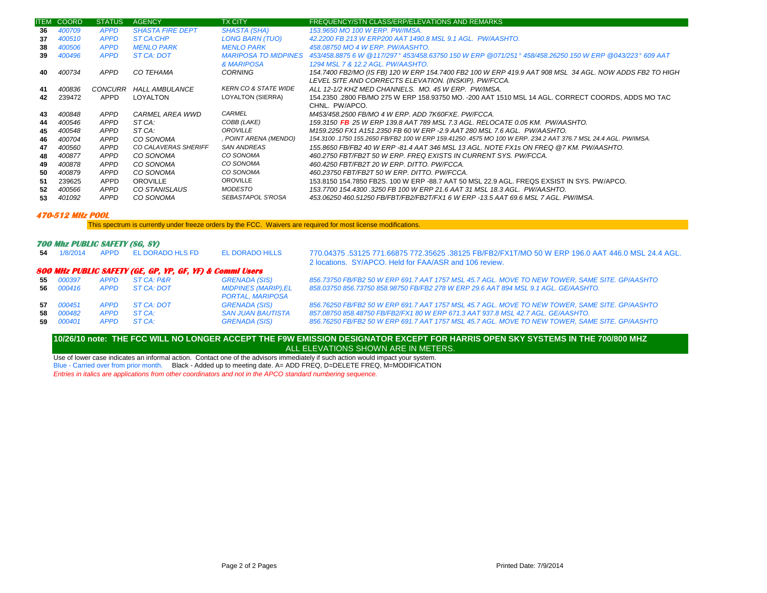| ITEM | COORD | STATUS | AGENCY | TX CITY | FREQUENCY/STN CLASS/ERP/ELEVATIONS AND REMARKS |
|---|---|---|---|---|---|
| 36 | 400709 | APPD | SHASTA FIRE DEPT | SHASTA (SHA) | 153.9650 MO 100 W ERP. PW/IMSA. |
| 37 | 400510 | APPD | ST CA:CHP | LONG BARN (TUO) | 42.2200 FB 213 W ERP200 AAT 1490.8 MSL 9.1 AGL. PW/AASHTO. |
| 38 | 400506 | APPD | MENLO PARK | MENLO PARK | 458.08750 MO 4 W ERP. PW/AASHTO. |
| 39 | 400496 | APPD | ST CA: DOT | MARIPOSA TO MIDPINES & MARIPOSA | 453/458.8875 6 W @117/297° 453/458.63750 150 W ERP @071/251° 458/458.26250 150 W ERP @043/223° 609 AAT 1294 MSL 7 & 12.2 AGL. PW/AASHTO. |
| 40 | 400734 | APPD | CO TEHAMA | CORNING | 154.7400 FB2/MO (IS FB) 120 W ERP 154.7400 FB2 100 W ERP 419.9 AAT 908 MSL 34 AGL. NOW ADDS FB2 TO HIGH LEVEL SITE AND CORRECTS ELEVATION. (INSKIP). PW/FCCA. |
| 41 | 400836 | CONCURR | HALL AMBULANCE | KERN CO & STATE WIDE | ALL 12-1/2 KHZ MED CHANNELS. MO. 45 W ERP. PW/IMSA. |
| 42 | 239472 | APPD | LOYALTON | LOYALTON (SIERRA) | 154.2350 .2800 FB/MO 275 W ERP 158.93750 MO. -200 AAT 1510 MSL 14 AGL. CORRECT COORDS, ADDS MO TAC CHNL. PW/APCO. |
| 43 | 400848 | APPD | CARMEL AREA WWD | CARMEL | M453/458.2500 FB/MO 4 W ERP. ADD 7K60FXE. PW/FCCA. |
| 44 | 400546 | APPD | ST CA: | COBB (LAKE) | 159.3150 FB 25 W ERP 139.8 AAT 789 MSL 7.3 AGL. RELOCATE 0.05 KM. PW/AASHTO. |
| 45 | 400548 | APPD | ST CA: | OROVILLE | M159.2250 FX1 A151.2350 FB 60 W ERP -2.9 AAT 280 MSL 7.6 AGL. PW/AASHTO. |
| 46 | 400704 | APPD | CO SONOMA | , POINT ARENA (MENDO) | 154.3100 .1750 155.2650 FB/FB2 100 W ERP 159.41250 .4575 MO 100 W ERP. 234.2 AAT 376.7 MSL 24.4 AGL. PW/IMSA. |
| 47 | 400560 | APPD | CO CALAVERAS SHERIFF | SAN ANDREAS | 155.8650 FB/FB2 40 W ERP -81.4 AAT 346 MSL 13 AGL. NOTE FX1s ON FREQ @7 KM. PW/AASHTO. |
| 48 | 400877 | APPD | CO SONOMA | CO SONOMA | 460.2750 FBT/FB2T 50 W ERP. FREQ EXISTS IN CURRENT SYS. PW/FCCA. |
| 49 | 400878 | APPD | CO SONOMA | CO SONOMA | 460.4250 FBT/FB2T 20 W ERP. DITTO. PW/FCCA. |
| 50 | 400879 | APPD | CO SONOMA | CO SONOMA | 460.23750 FBT/FB2T 50 W ERP. DITTO. PW/FCCA. |
| 51 | 239625 | APPD | OROVILLE | OROVILLE | 153.8150 154.7850 FB2S. 100 W ERP -88.7 AAT 50 MSL 22.9 AGL. FREQS EXSIST IN SYS. PW/APCO. |
| 52 | 400566 | APPD | CO STANISLAUS | MODESTO | 153.7700 154.4300 .3250 FB 100 W ERP 21.6 AAT 31 MSL 18.3 AGL. PW/AASHTO. |
| 53 | 401092 | APPD | CO SONOMA | SEBASTAPOL S'ROSA | 453.06250 460.51250 FB/FBT/FB2/FB2T/FX1 6 W ERP -13.5 AAT 69.6 MSL 7 AGL. PW/IMSA. |

### 470-512 MHz POOL

This spectrum is currently under freeze orders by the FCC. Waivers are required for most license modifications.

### 700 Mhz PUBLIC SAFETY (SG, SY)

| ITEM | COORD | STATUS | AGENCY | TX CITY | FREQUENCY/STN CLASS/ERP/ELEVATIONS AND REMARKS |
|---|---|---|---|---|---|
| 54 | 1/8/2014 | APPD | EL DORADO HLS FD | EL DORADO HILLS | 770.04375 .53125 771.66875 772.35625 .38125 FB/FB2/FX1T/MO 50 W ERP 196.0 AAT 446.0 MSL 24.4 AGL. 2 locations. SY/APCO. Held for FAA/ASR and 106 review. |

### 800 MHz PUBLIC SAFETY (GE, GP, YP, GF, YF) & Comml Users

| ITEM | COORD | STATUS | AGENCY | TX CITY | FREQUENCY/STN CLASS/ERP/ELEVATIONS AND REMARKS |
|---|---|---|---|---|---|
| 55 | 000397 | APPD | ST CA: P&R | GRENADA (SIS) | 856.73750 FB/FB2 50 W ERP 691.7 AAT 1757 MSL 45.7 AGL. MOVE TO NEW TOWER, SAME SITE. GP/AASHTO |
| 56 | 000416 | APPD | ST CA: DOT | MIDPINES (MARIP),EL PORTAL, MARIPOSA | 858.03750 856.73750 858.98750 FB/FB2 278 W ERP 29.6 AAT 894 MSL 9.1 AGL. GE/AASHTO. |
| 57 | 000451 | APPD | ST CA: DOT | GRENADA (SIS) | 856.76250 FB/FB2 50 W ERP 691.7 AAT 1757 MSL 45.7 AGL. MOVE TO NEW TOWER, SAME SITE. GP/AASHTO |
| 58 | 000482 | APPD | ST CA: | SAN JUAN BAUTISTA | 857.08750 858.48750 FB/FB2/FX1 80 W ERP 671.3 AAT 937.8 MSL 42.7 AGL. GE/AASHTO. |
| 59 | 000401 | APPD | ST CA: | GRENADA (SIS) | 856.76250 FB/FB2 50 W ERP 691.7 AAT 1757 MSL 45.7 AGL. MOVE TO NEW TOWER, SAME SITE. GP/AASHTO |

**10/26/10 note: THE FCC WILL NO LONGER ACCEPT THE F9W EMISSION DESIGNATOR EXCEPT FOR HARRIS OPEN SKY SYSTEMS IN THE 700/800 MHZ**

ALL ELEVATIONS SHOWN ARE IN METERS.

Use of lower case indicates an informal action. Contact one of the advisors immediately if such action would impact your system.

Blue - Carried over from prior month. Black - Added up to meeting date. A= ADD FREQ, D=DELETE FREQ, M=MODIFICATION

*Entries in italics are applications from other coordinators and not in the APCO standard numbering sequence.*

Printed Date: 7/9/2014